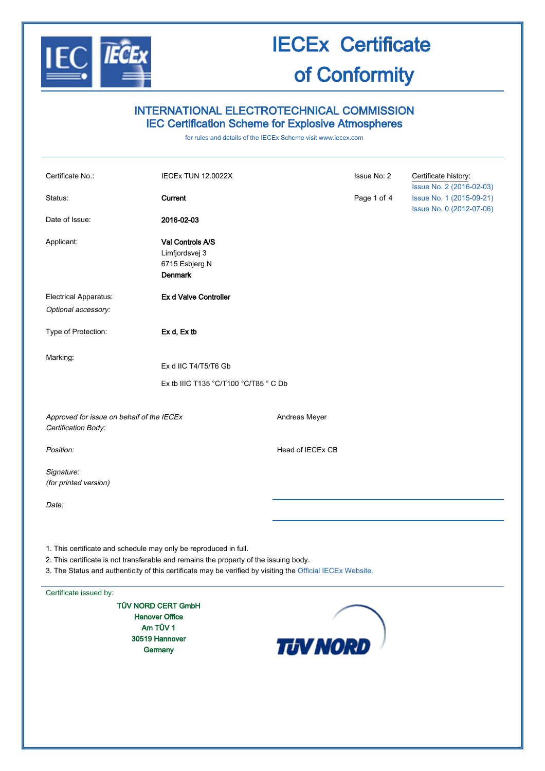# IECEx Certificate of Conformity

## INTERNATIONAL ELECTROTECHNICAL COMMISSION
## IEC Certification Scheme for Explosive Atmospheres

for rules and details of the IECEx Scheme visit www.iecex.com

| | | | |
|---|---|---|---|
| Certificate No.: | IECEx TUN 12.0022X | Issue No: 2 | Certificate history: Issue No. 2 (2016-02-03) Issue No. 1 (2015-09-21) Issue No. 0 (2012-07-06) |
| Status: | **Current** | | |
| Date of Issue: | **2016-02-03** | | |
| Applicant: | **Val Controls A/S**<br>Limfjordsvej 3<br>6715 Esbjerg N<br>**Denmark** | | |
| Electrical Apparatus:<br>*Optional accessory:* | **Ex d Valve Controller** | | |
| Type of Protection: | **Ex d, Ex tb** | | |
| Marking: | Ex d IIC T4/T5/T6 Gb<br>Ex tb IIIC T135 °C/T100 °C/T85 ° C Db | | |

*Approved for issue on behalf of the IECEx Certification Body:* Andreas Meyer

*Position:* Head of IECEx CB

*Signature:*
*(for printed version)*

*Date:*

1. This certificate and schedule may only be reproduced in full.
2. This certificate is not transferable and remains the property of the issuing body.
3. The Status and authenticity of this certificate may be verified by visiting the Official IECEx Website.

Certificate issued by:

TÜV NORD CERT GmbH
Hanover Office
Am TÜV 1
30519 Hannover
Germany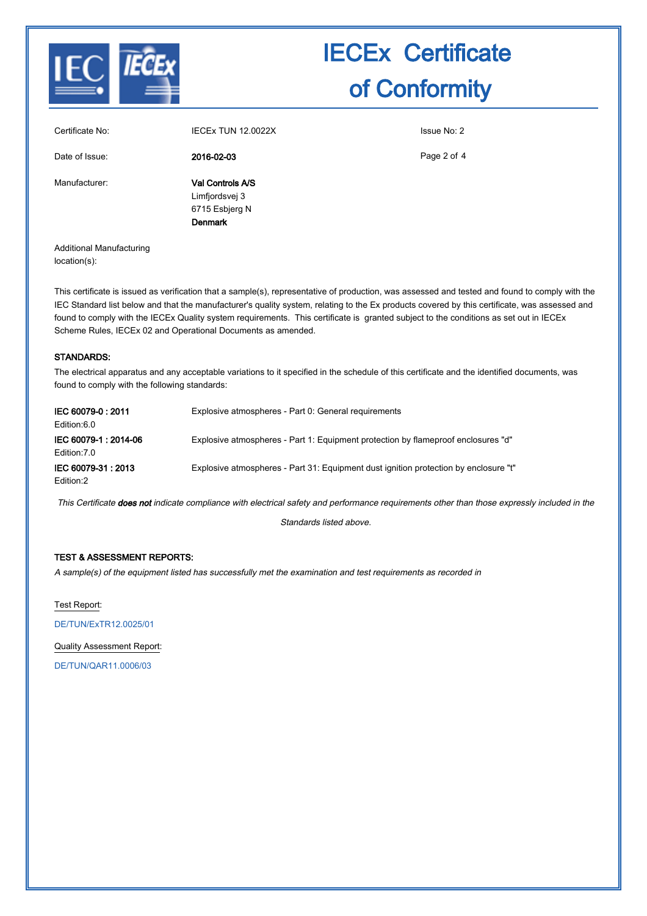# IECEx Certificate of Conformity

| | | |
|---|---|---|
| Certificate No: | IECEx TUN 12.0022X | Issue No: 2 |
| Date of Issue: | **2016-02-03** | |
| Manufacturer: | **Val Controls A/S**<br>Limfjordsvej 3<br>6715 Esbjerg N<br>**Denmark** | |
| Additional Manufacturing location(s): | | |

This certificate is issued as verification that a sample(s), representative of production, was assessed and tested and found to comply with the IEC Standard list below and that the manufacturer's quality system, relating to the Ex products covered by this certificate, was assessed and found to comply with the IECEx Quality system requirements. This certificate is granted subject to the conditions as set out in IECEx Scheme Rules, IECEx 02 and Operational Documents as amended.

### STANDARDS:

The electrical apparatus and any acceptable variations to it specified in the schedule of this certificate and the identified documents, was found to comply with the following standards:

| | |
|---|---|
| **IEC 60079-0 : 2011**<br>Edition:6.0 | Explosive atmospheres - Part 0: General requirements |
| **IEC 60079-1 : 2014-06**<br>Edition:7.0 | Explosive atmospheres - Part 1: Equipment protection by flameproof enclosures "d" |
| **IEC 60079-31 : 2013**<br>Edition:2 | Explosive atmospheres - Part 31: Equipment dust ignition protection by enclosure "t" |

*This Certificate **does not** indicate compliance with electrical safety and performance requirements other than those expressly included in the Standards listed above.*

### TEST & ASSESSMENT REPORTS:

*A sample(s) of the equipment listed has successfully met the examination and test requirements as recorded in*

Test Report:

DE/TUN/ExTR12.0025/01

Quality Assessment Report:

DE/TUN/QAR11.0006/03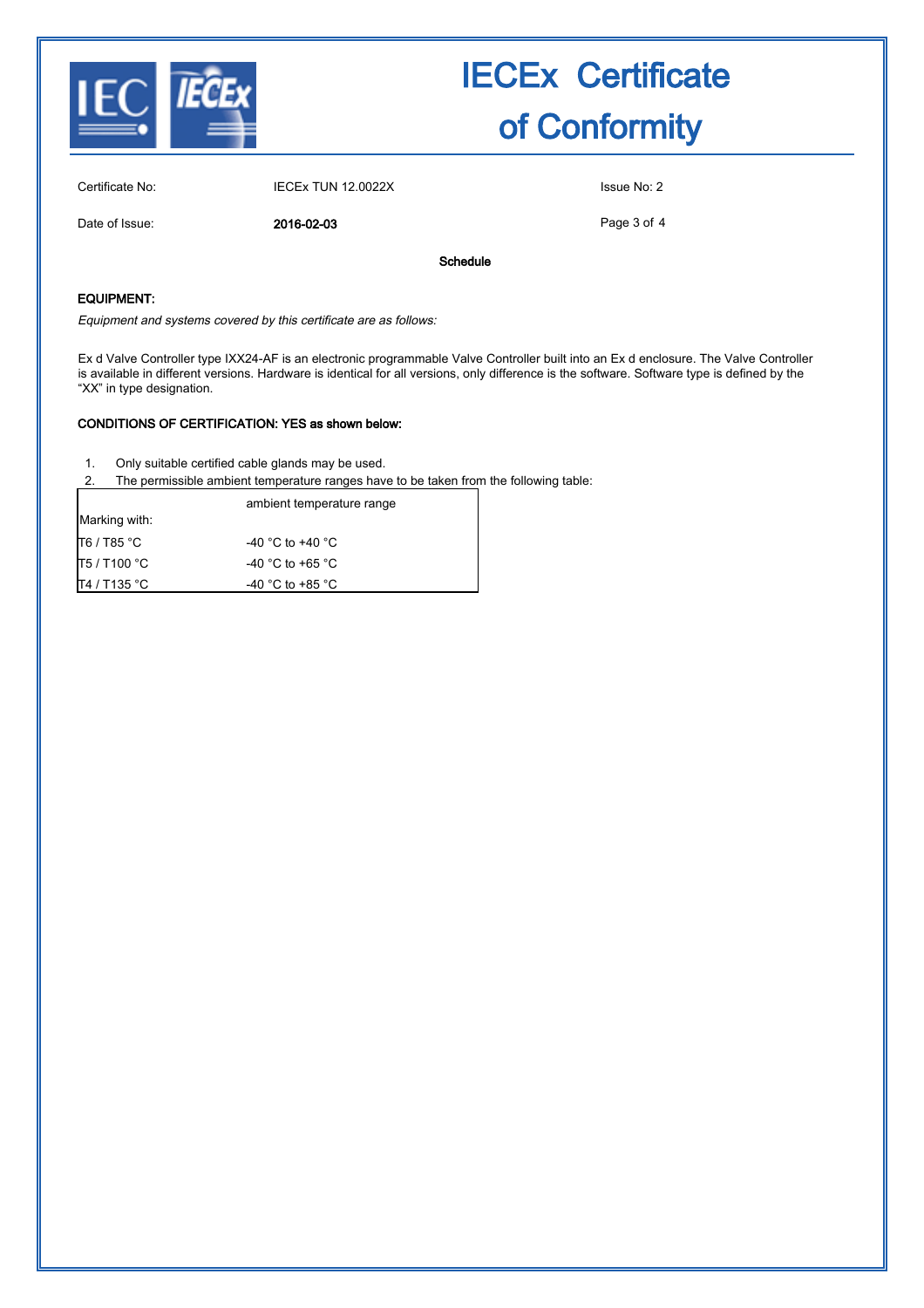# IECEx Certificate of Conformity

Certificate No: IECEx TUN 12.0022X

Issue No: 2

Date of Issue: **2016-02-03**

**Schedule**

**EQUIPMENT:**

*Equipment and systems covered by this certificate are as follows:*

Ex d Valve Controller type IXX24-AF is an electronic programmable Valve Controller built into an Ex d enclosure. The Valve Controller is available in different versions. Hardware is identical for all versions, only difference is the software. Software type is defined by the "XX" in type designation.

**CONDITIONS OF CERTIFICATION: YES as shown below:**

1. Only suitable certified cable glands may be used.
2. The permissible ambient temperature ranges have to be taken from the following table:

| Marking with: | ambient temperature range |
|---|---|
| T6 / T85 °C | -40 °C to +40 °C |
| T5 / T100 °C | -40 °C to +65 °C |
| T4 / T135 °C | -40 °C to +85 °C |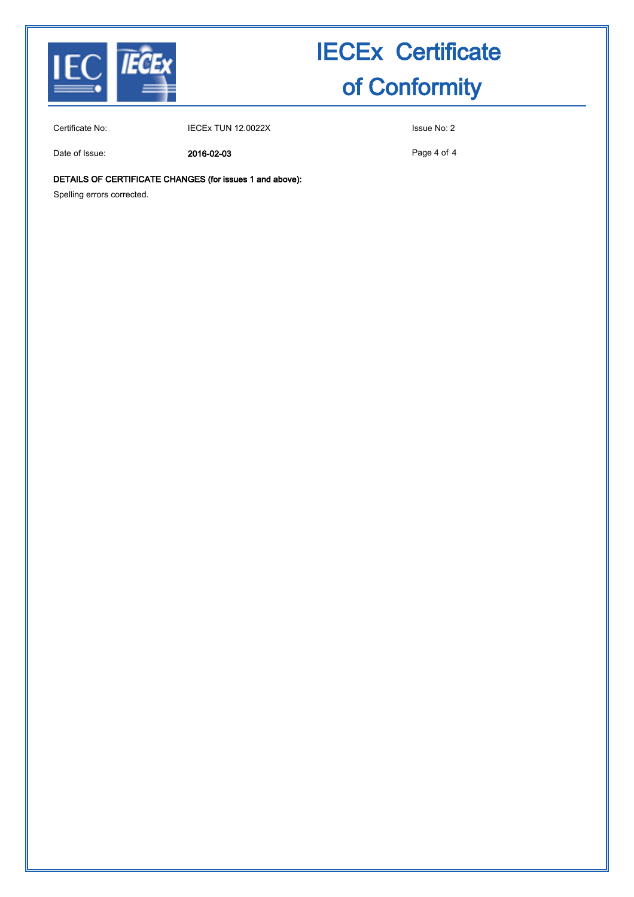# IECEx Certificate of Conformity

| | | |
|---|---|---|
| Certificate No: | IECEx TUN 12.0022X | Issue No: 2 |
| Date of Issue: | **2016-02-03** | |

**DETAILS OF CERTIFICATE CHANGES (for issues 1 and above):**

Spelling errors corrected.